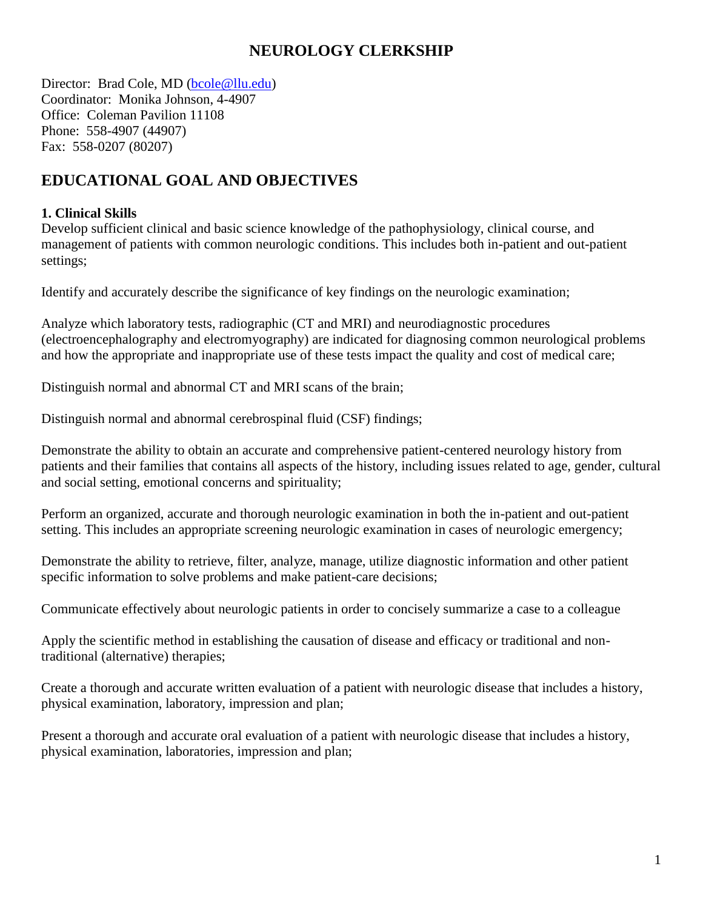# NEUROLOGY CLERKSHIP

Director: Brad Cole, MD (bcole@llu.edu)
Coordinator: Monika Johnson, 4-4907
Office: Coleman Pavilion 11108
Phone: 558-4907 (44907)
Fax: 558-0207 (80207)

## EDUCATIONAL GOAL AND OBJECTIVES

### 1. Clinical Skills

Develop sufficient clinical and basic science knowledge of the pathophysiology, clinical course, and management of patients with common neurologic conditions. This includes both in-patient and out-patient settings;

Identify and accurately describe the significance of key findings on the neurologic examination;

Analyze which laboratory tests, radiographic (CT and MRI) and neurodiagnostic procedures (electroencephalography and electromyography) are indicated for diagnosing common neurological problems and how the appropriate and inappropriate use of these tests impact the quality and cost of medical care;

Distinguish normal and abnormal CT and MRI scans of the brain;

Distinguish normal and abnormal cerebrospinal fluid (CSF) findings;

Demonstrate the ability to obtain an accurate and comprehensive patient-centered neurology history from patients and their families that contains all aspects of the history, including issues related to age, gender, cultural and social setting, emotional concerns and spirituality;

Perform an organized, accurate and thorough neurologic examination in both the in-patient and out-patient setting. This includes an appropriate screening neurologic examination in cases of neurologic emergency;

Demonstrate the ability to retrieve, filter, analyze, manage, utilize diagnostic information and other patient specific information to solve problems and make patient-care decisions;

Communicate effectively about neurologic patients in order to concisely summarize a case to a colleague

Apply the scientific method in establishing the causation of disease and efficacy or traditional and non-traditional (alternative) therapies;

Create a thorough and accurate written evaluation of a patient with neurologic disease that includes a history, physical examination, laboratory, impression and plan;

Present a thorough and accurate oral evaluation of a patient with neurologic disease that includes a history, physical examination, laboratories, impression and plan;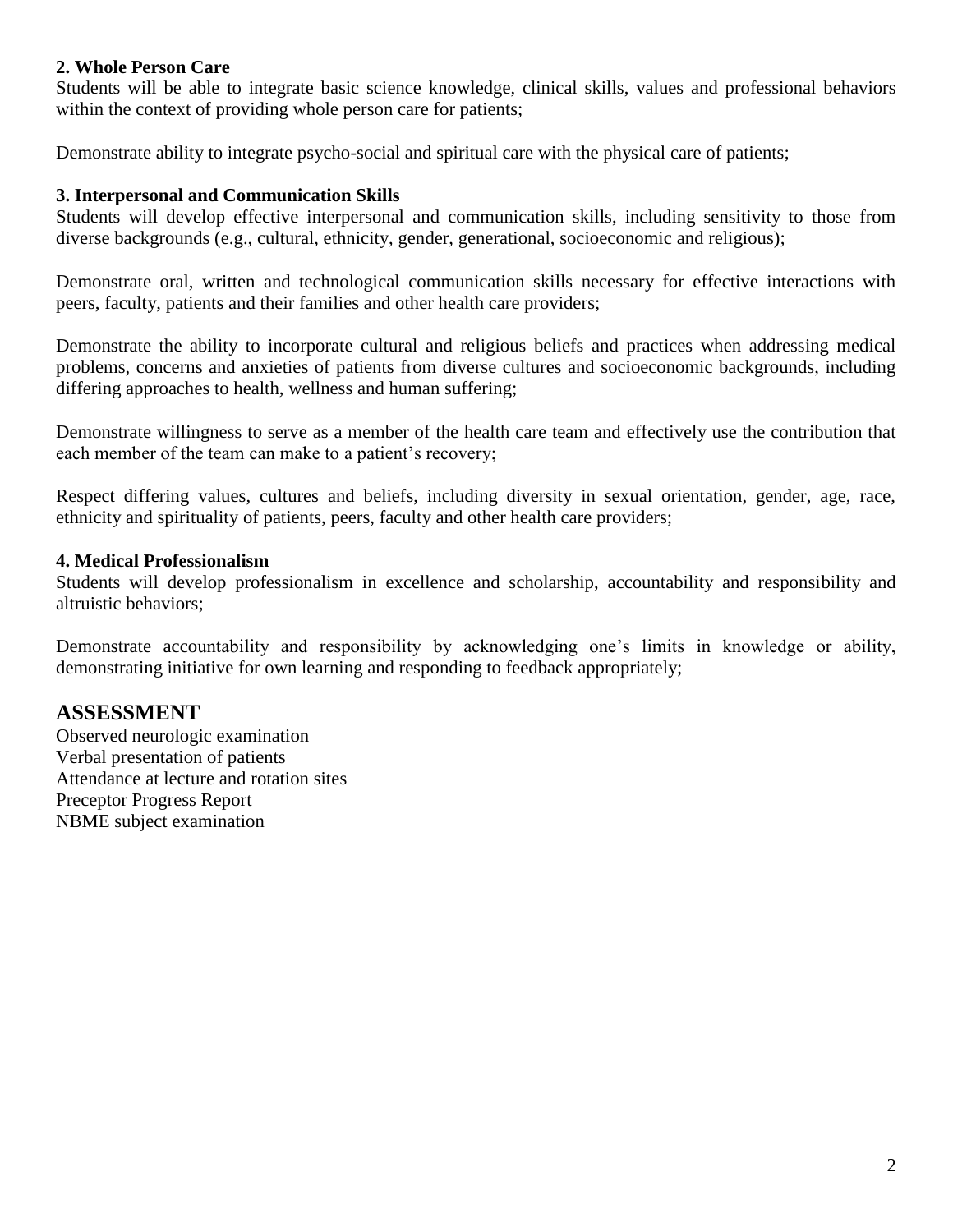**2. Whole Person Care**

Students will be able to integrate basic science knowledge, clinical skills, values and professional behaviors within the context of providing whole person care for patients;

Demonstrate ability to integrate psycho-social and spiritual care with the physical care of patients;

**3. Interpersonal and Communication Skills**

Students will develop effective interpersonal and communication skills, including sensitivity to those from diverse backgrounds (e.g., cultural, ethnicity, gender, generational, socioeconomic and religious);

Demonstrate oral, written and technological communication skills necessary for effective interactions with peers, faculty, patients and their families and other health care providers;

Demonstrate the ability to incorporate cultural and religious beliefs and practices when addressing medical problems, concerns and anxieties of patients from diverse cultures and socioeconomic backgrounds, including differing approaches to health, wellness and human suffering;

Demonstrate willingness to serve as a member of the health care team and effectively use the contribution that each member of the team can make to a patient's recovery;

Respect differing values, cultures and beliefs, including diversity in sexual orientation, gender, age, race, ethnicity and spirituality of patients, peers, faculty and other health care providers;

**4. Medical Professionalism**

Students will develop professionalism in excellence and scholarship, accountability and responsibility and altruistic behaviors;

Demonstrate accountability and responsibility by acknowledging one's limits in knowledge or ability, demonstrating initiative for own learning and responding to feedback appropriately;

## ASSESSMENT

Observed neurologic examination
Verbal presentation of patients
Attendance at lecture and rotation sites
Preceptor Progress Report
NBME subject examination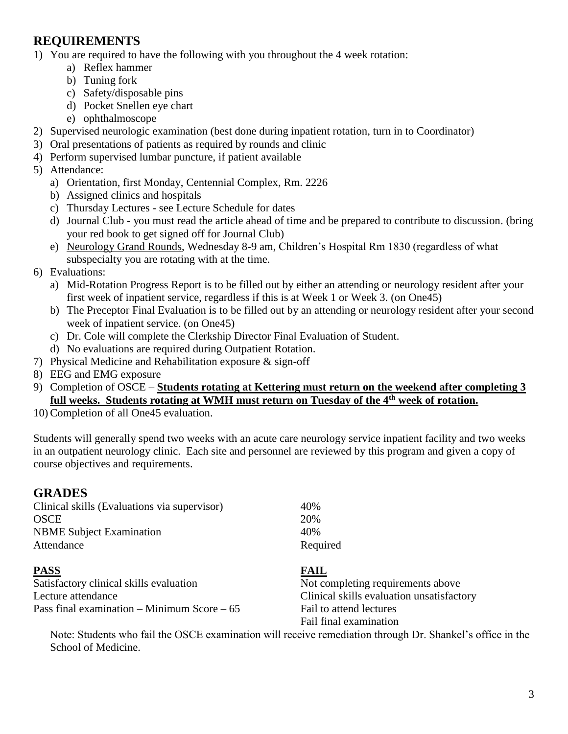## REQUIREMENTS

1) You are required to have the following with you throughout the 4 week rotation:
   a) Reflex hammer
   b) Tuning fork
   c) Safety/disposable pins
   d) Pocket Snellen eye chart
   e) ophthalmoscope
2) Supervised neurologic examination (best done during inpatient rotation, turn in to Coordinator)
3) Oral presentations of patients as required by rounds and clinic
4) Perform supervised lumbar puncture, if patient available
5) Attendance:
   a) Orientation, first Monday, Centennial Complex, Rm. 2226
   b) Assigned clinics and hospitals
   c) Thursday Lectures - see Lecture Schedule for dates
   d) Journal Club - you must read the article ahead of time and be prepared to contribute to discussion. (bring your red book to get signed off for Journal Club)
   e) <u>Neurology Grand Rounds</u>, Wednesday 8-9 am, Children's Hospital Rm 1830 (regardless of what subspecialty you are rotating with at the time.
6) Evaluations:
   a) Mid-Rotation Progress Report is to be filled out by either an attending or neurology resident after your first week of inpatient service, regardless if this is at Week 1 or Week 3. (on One45)
   b) The Preceptor Final Evaluation is to be filled out by an attending or neurology resident after your second week of inpatient service. (on One45)
   c) Dr. Cole will complete the Clerkship Director Final Evaluation of Student.
   d) No evaluations are required during Outpatient Rotation.
7) Physical Medicine and Rehabilitation exposure & sign-off
8) EEG and EMG exposure
9) Completion of OSCE – **<u>Students rotating at Kettering must return on the weekend after completing 3 full weeks. Students rotating at WMH must return on Tuesday of the 4th week of rotation.</u>**
10) Completion of all One45 evaluation.

Students will generally spend two weeks with an acute care neurology service inpatient facility and two weeks in an outpatient neurology clinic. Each site and personnel are reviewed by this program and given a copy of course objectives and requirements.

## GRADES

| | |
|---|---|
| Clinical skills (Evaluations via supervisor) | 40% |
| OSCE | 20% |
| NBME Subject Examination | 40% |
| Attendance | Required |

| **PASS** | **FAIL** |
|---|---|
| Satisfactory clinical skills evaluation | Not completing requirements above |
| Lecture attendance | Clinical skills evaluation unsatisfactory |
| Pass final examination – Minimum Score – 65 | Fail to attend lectures |
| | Fail final examination |

Note: Students who fail the OSCE examination will receive remediation through Dr. Shankel's office in the School of Medicine.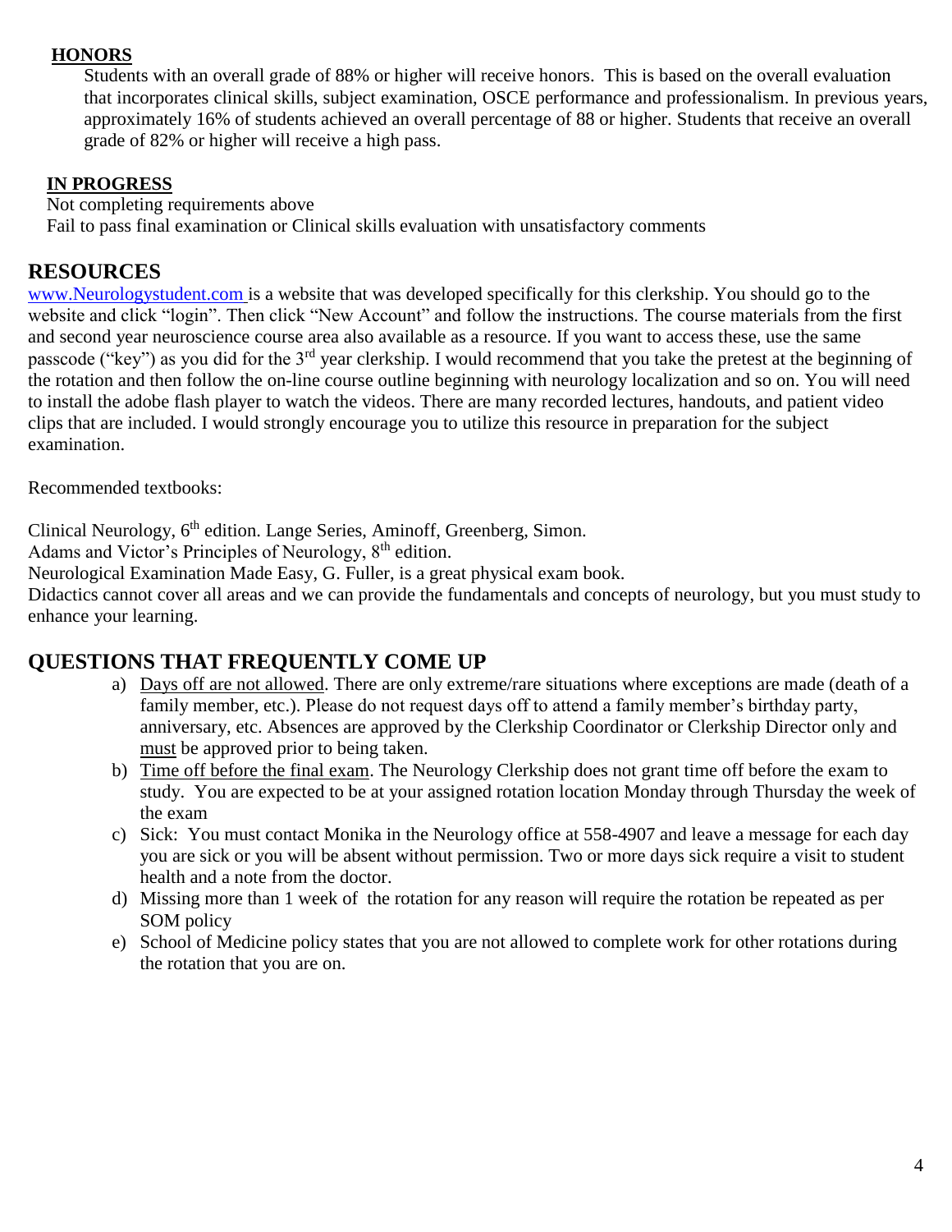**HONORS**

Students with an overall grade of 88% or higher will receive honors. This is based on the overall evaluation that incorporates clinical skills, subject examination, OSCE performance and professionalism. In previous years, approximately 16% of students achieved an overall percentage of 88 or higher. Students that receive an overall grade of 82% or higher will receive a high pass.

**IN PROGRESS**

Not completing requirements above
Fail to pass final examination or Clinical skills evaluation with unsatisfactory comments

# RESOURCES

www.Neurologystudent.com is a website that was developed specifically for this clerkship. You should go to the website and click "login". Then click "New Account" and follow the instructions. The course materials from the first and second year neuroscience course area also available as a resource. If you want to access these, use the same passcode ("key") as you did for the 3rd year clerkship. I would recommend that you take the pretest at the beginning of the rotation and then follow the on-line course outline beginning with neurology localization and so on. You will need to install the adobe flash player to watch the videos. There are many recorded lectures, handouts, and patient video clips that are included. I would strongly encourage you to utilize this resource in preparation for the subject examination.

Recommended textbooks:

Clinical Neurology, 6th edition. Lange Series, Aminoff, Greenberg, Simon.
Adams and Victor's Principles of Neurology, 8th edition.
Neurological Examination Made Easy, G. Fuller, is a great physical exam book.
Didactics cannot cover all areas and we can provide the fundamentals and concepts of neurology, but you must study to enhance your learning.

# QUESTIONS THAT FREQUENTLY COME UP

a) Days off are not allowed. There are only extreme/rare situations where exceptions are made (death of a family member, etc.). Please do not request days off to attend a family member's birthday party, anniversary, etc. Absences are approved by the Clerkship Coordinator or Clerkship Director only and must be approved prior to being taken.
b) Time off before the final exam. The Neurology Clerkship does not grant time off before the exam to study. You are expected to be at your assigned rotation location Monday through Thursday the week of the exam
c) Sick: You must contact Monika in the Neurology office at 558-4907 and leave a message for each day you are sick or you will be absent without permission. Two or more days sick require a visit to student health and a note from the doctor.
d) Missing more than 1 week of the rotation for any reason will require the rotation be repeated as per SOM policy
e) School of Medicine policy states that you are not allowed to complete work for other rotations during the rotation that you are on.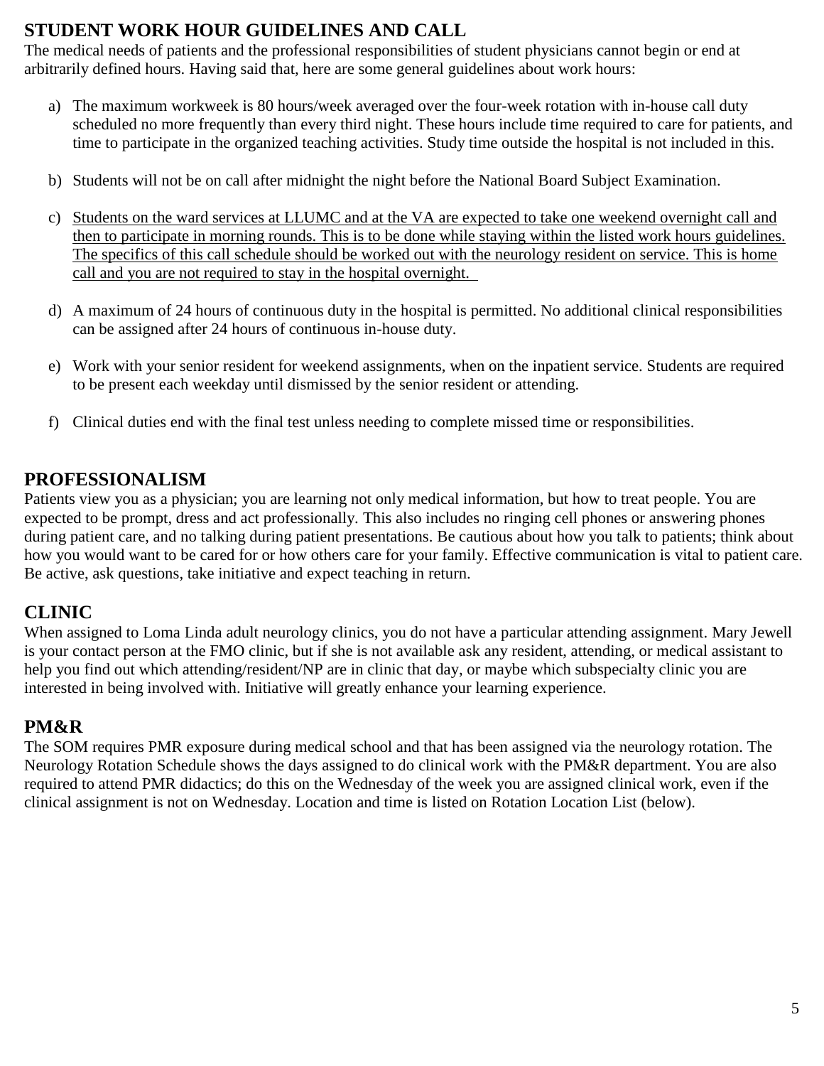## STUDENT WORK HOUR GUIDELINES AND CALL

The medical needs of patients and the professional responsibilities of student physicians cannot begin or end at arbitrarily defined hours. Having said that, here are some general guidelines about work hours:

a) The maximum workweek is 80 hours/week averaged over the four-week rotation with in-house call duty scheduled no more frequently than every third night. These hours include time required to care for patients, and time to participate in the organized teaching activities. Study time outside the hospital is not included in this.

b) Students will not be on call after midnight the night before the National Board Subject Examination.

c) <u>Students on the ward services at LLUMC and at the VA are expected to take one weekend overnight call and then to participate in morning rounds. This is to be done while staying within the listed work hours guidelines. The specifics of this call schedule should be worked out with the neurology resident on service. This is home call and you are not required to stay in the hospital overnight.</u>

d) A maximum of 24 hours of continuous duty in the hospital is permitted. No additional clinical responsibilities can be assigned after 24 hours of continuous in-house duty.

e) Work with your senior resident for weekend assignments, when on the inpatient service. Students are required to be present each weekday until dismissed by the senior resident or attending.

f) Clinical duties end with the final test unless needing to complete missed time or responsibilities.

## PROFESSIONALISM

Patients view you as a physician; you are learning not only medical information, but how to treat people. You are expected to be prompt, dress and act professionally. This also includes no ringing cell phones or answering phones during patient care, and no talking during patient presentations. Be cautious about how you talk to patients; think about how you would want to be cared for or how others care for your family. Effective communication is vital to patient care. Be active, ask questions, take initiative and expect teaching in return.

## CLINIC

When assigned to Loma Linda adult neurology clinics, you do not have a particular attending assignment. Mary Jewell is your contact person at the FMO clinic, but if she is not available ask any resident, attending, or medical assistant to help you find out which attending/resident/NP are in clinic that day, or maybe which subspecialty clinic you are interested in being involved with. Initiative will greatly enhance your learning experience.

## PM&R

The SOM requires PMR exposure during medical school and that has been assigned via the neurology rotation. The Neurology Rotation Schedule shows the days assigned to do clinical work with the PM&R department. You are also required to attend PMR didactics; do this on the Wednesday of the week you are assigned clinical work, even if the clinical assignment is not on Wednesday. Location and time is listed on Rotation Location List (below).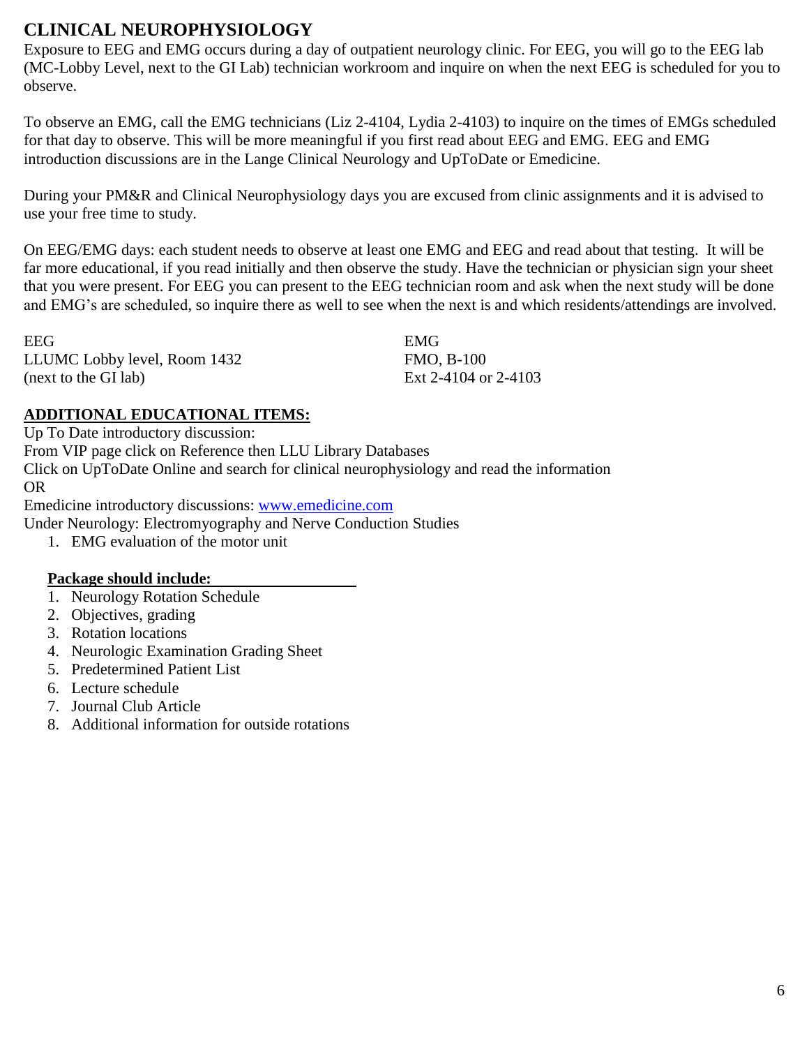## CLINICAL NEUROPHYSIOLOGY

Exposure to EEG and EMG occurs during a day of outpatient neurology clinic. For EEG, you will go to the EEG lab (MC-Lobby Level, next to the GI Lab) technician workroom and inquire on when the next EEG is scheduled for you to observe.

To observe an EMG, call the EMG technicians (Liz 2-4104, Lydia 2-4103) to inquire on the times of EMGs scheduled for that day to observe. This will be more meaningful if you first read about EEG and EMG. EEG and EMG introduction discussions are in the Lange Clinical Neurology and UpToDate or Emedicine.

During your PM&R and Clinical Neurophysiology days you are excused from clinic assignments and it is advised to use your free time to study.

On EEG/EMG days: each student needs to observe at least one EMG and EEG and read about that testing. It will be far more educational, if you read initially and then observe the study. Have the technician or physician sign your sheet that you were present. For EEG you can present to the EEG technician room and ask when the next study will be done and EMG's are scheduled, so inquire there as well to see when the next is and which residents/attendings are involved.

EEG
LLUMC Lobby level, Room 1432
(next to the GI lab)

EMG
FMO, B-100
Ext 2-4104 or 2-4103

### ADDITIONAL EDUCATIONAL ITEMS:

Up To Date introductory discussion:
From VIP page click on Reference then LLU Library Databases
Click on UpToDate Online and search for clinical neurophysiology and read the information
OR
Emedicine introductory discussions: www.emedicine.com
Under Neurology: Electromyography and Nerve Conduction Studies

1. EMG evaluation of the motor unit

**Package should include:**

1. Neurology Rotation Schedule
2. Objectives, grading
3. Rotation locations
4. Neurologic Examination Grading Sheet
5. Predetermined Patient List
6. Lecture schedule
7. Journal Club Article
8. Additional information for outside rotations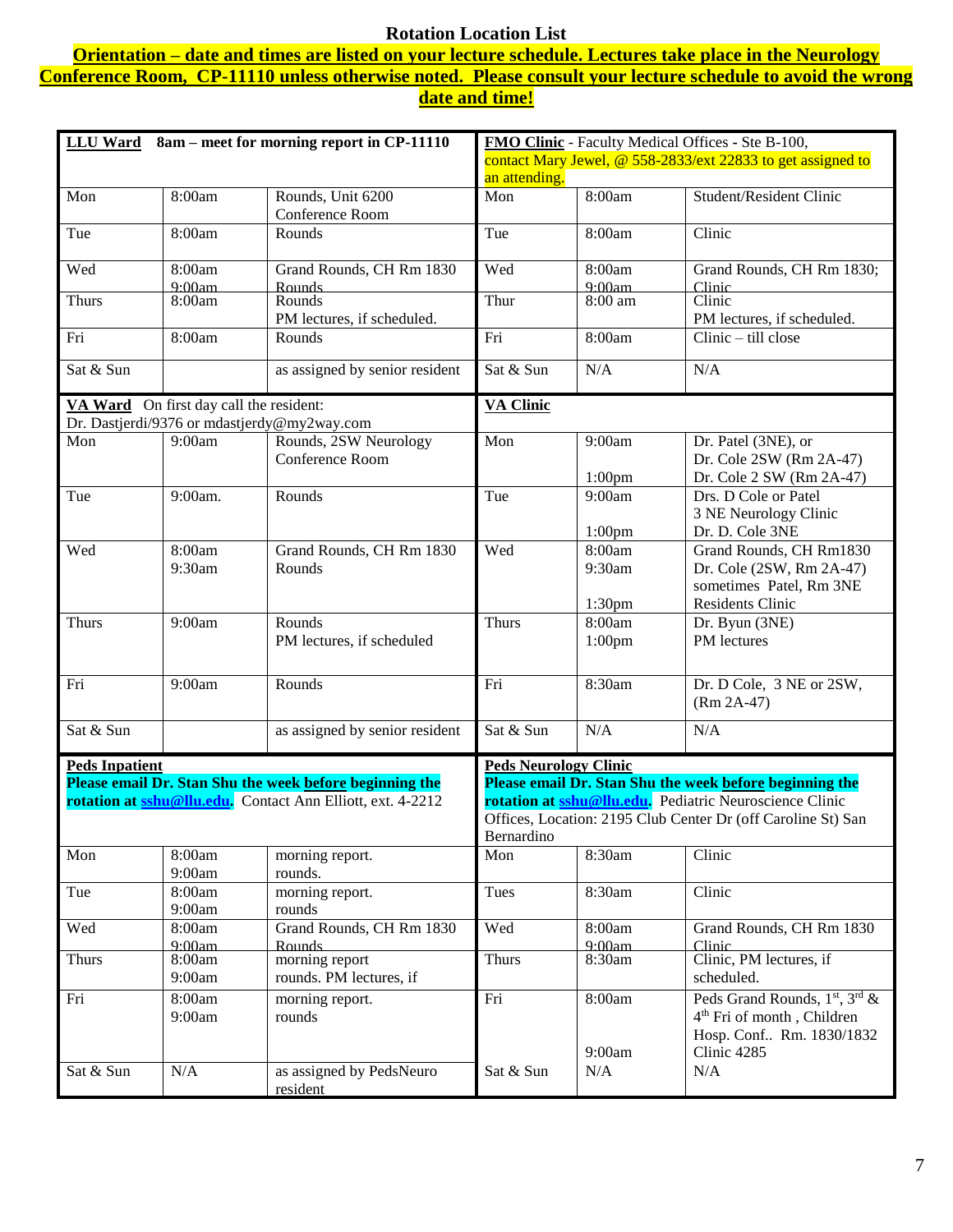# Rotation Location List

**Orientation – date and times are listed on your lecture schedule. Lectures take place in the Neurology Conference Room, CP-11110 unless otherwise noted. Please consult your lecture schedule to avoid the wrong date and time!**

| **LLU Ward** 8am – meet for morning report in CP-11110 | | | **FMO Clinic** - Faculty Medical Offices - Ste B-100, contact Mary Jewel, @ 558-2833/ext 22833 to get assigned to an attending. | | |
|---|---|---|---|---|---|
| Mon | 8:00am | Rounds, Unit 6200 Conference Room | Mon | 8:00am | Student/Resident Clinic |
| Tue | 8:00am | Rounds | Tue | 8:00am | Clinic |
| Wed | 8:00am 9:00am | Grand Rounds, CH Rm 1830 Rounds | Wed | 8:00am 9:00am | Grand Rounds, CH Rm 1830; Clinic |
| Thurs | 8:00am | Rounds PM lectures, if scheduled. | Thur | 8:00 am | Clinic PM lectures, if scheduled. |
| Fri | 8:00am | Rounds | Fri | 8:00am | Clinic – till close |
| Sat & Sun | | as assigned by senior resident | Sat & Sun | N/A | N/A |
| **VA Ward** On first day call the resident: Dr. Dastjerdi/9376 or mdastjerdy@my2way.com | | | **VA Clinic** | | |
| Mon | 9:00am | Rounds, 2SW Neurology Conference Room | Mon | 9:00am 1:00pm | Dr. Patel (3NE), or Dr. Cole 2SW (Rm 2A-47) Dr. Cole 2 SW (Rm 2A-47) |
| Tue | 9:00am. | Rounds | Tue | 9:00am 1:00pm | Drs. D Cole or Patel 3 NE Neurology Clinic Dr. D. Cole 3NE |
| Wed | 8:00am 9:30am | Grand Rounds, CH Rm 1830 Rounds | Wed | 8:00am 9:30am 1:30pm | Grand Rounds, CH Rm1830 Dr. Cole (2SW, Rm 2A-47) sometimes Patel, Rm 3NE Residents Clinic |
| Thurs | 9:00am | Rounds PM lectures, if scheduled | Thurs | 8:00am 1:00pm | Dr. Byun (3NE) PM lectures |
| Fri | 9:00am | Rounds | Fri | 8:30am | Dr. D Cole, 3 NE or 2SW, (Rm 2A-47) |
| Sat & Sun | | as assigned by senior resident | Sat & Sun | N/A | N/A |
| **Peds Inpatient** **Please email Dr. Stan Shu the week before beginning the rotation at sshu@llu.edu.** Contact Ann Elliott, ext. 4-2212 | | | **Peds Neurology Clinic** **Please email Dr. Stan Shu the week before beginning the rotation at sshu@llu.edu.** Pediatric Neuroscience Clinic Offices, Location: 2195 Club Center Dr (off Caroline St) San Bernardino | | |
| Mon | 8:00am 9:00am | morning report. rounds. | Mon | 8:30am | Clinic |
| Tue | 8:00am 9:00am | morning report. rounds | Tues | 8:30am | Clinic |
| Wed | 8:00am 9:00am | Grand Rounds, CH Rm 1830 Rounds | Wed | 8:00am 9:00am | Grand Rounds, CH Rm 1830 Clinic |
| Thurs | 8:00am 9:00am | morning report rounds. PM lectures, if | Thurs | 8:30am | Clinic, PM lectures, if scheduled. |
| Fri | 8:00am 9:00am | morning report. rounds | Fri | 8:00am 9:00am | Peds Grand Rounds, 1st, 3rd & 4th Fri of month , Children Hosp. Conf.. Rm. 1830/1832 Clinic 4285 |
| Sat & Sun | N/A | as assigned by PedsNeuro resident | Sat & Sun | N/A | N/A |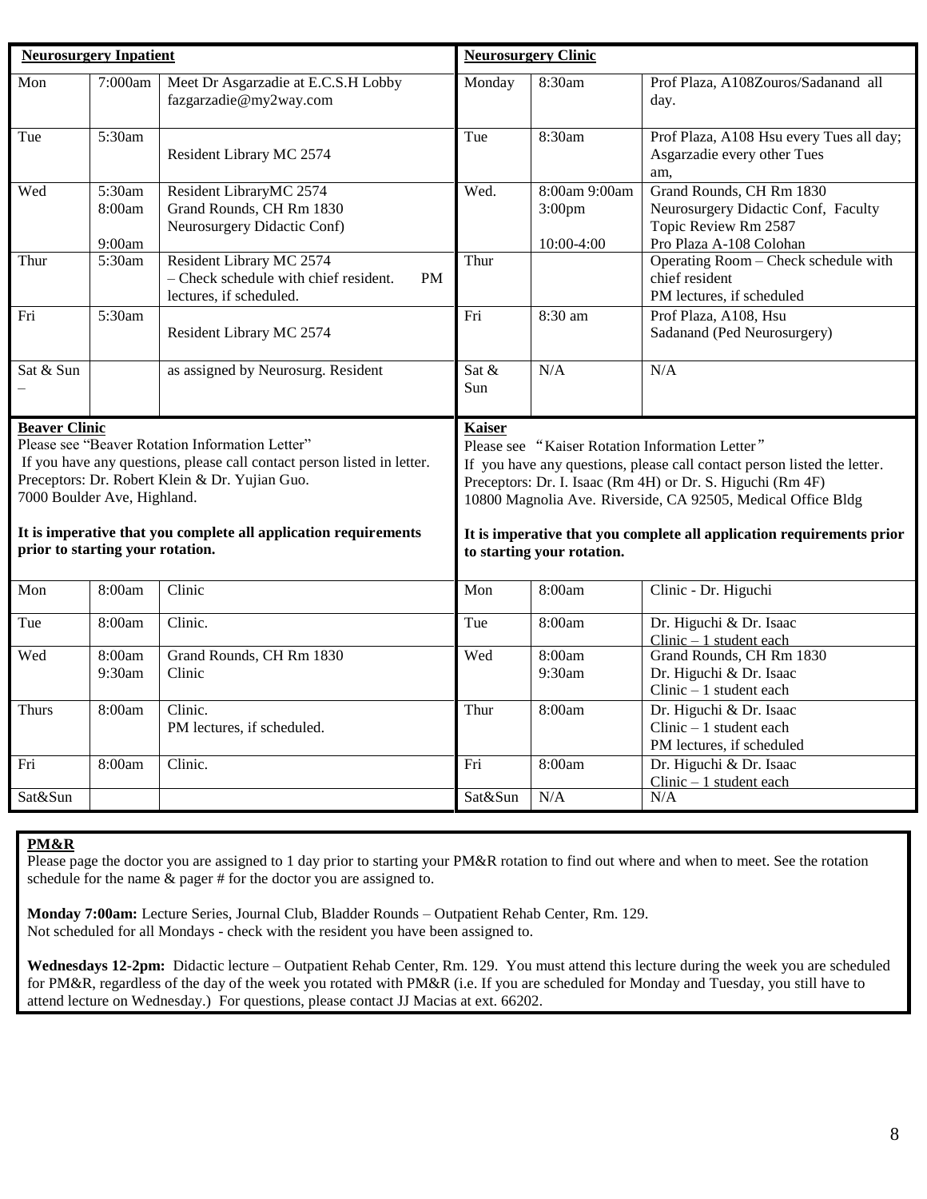| **Neurosurgery Inpatient** | | | **Neurosurgery Clinic** | | |
|---|---|---|---|---|---|
| Mon | 7:00am | Meet Dr Asgarzadie at E.C.S.H Lobby fazgarzadie@my2way.com | Monday | 8:30am | Prof Plaza, A108Zouros/Sadanand all day. |
| Tue | 5:30am | Resident Library MC 2574 | Tue | 8:30am | Prof Plaza, A108 Hsu every Tues all day; Asgarzadie every other Tues am, |
| Wed | 5:30am<br>8:00am<br>9:00am | Resident LibraryMC 2574<br>Grand Rounds, CH Rm 1830<br>Neurosurgery Didactic Conf) | Wed. | 8:00am 9:00am<br>3:00pm<br>10:00-4:00 | Grand Rounds, CH Rm 1830<br>Neurosurgery Didactic Conf, Faculty Topic Review Rm 2587<br>Pro Plaza A-108 Colohan |
| Thur | 5:30am | Resident Library MC 2574 – Check schedule with chief resident. PM lectures, if scheduled. | Thur | | Operating Room – Check schedule with chief resident<br>PM lectures, if scheduled |
| Fri | 5:30am | Resident Library MC 2574 | Fri | 8:30 am | Prof Plaza, A108, Hsu<br>Sadanand (Ped Neurosurgery) |
| Sat & Sun – | | as assigned by Neurosurg. Resident | Sat & Sun | N/A | N/A |

**Beaver Clinic**

Please see "Beaver Rotation Information Letter"

If you have any questions, please call contact person listed in letter.

Preceptors: Dr. Robert Klein & Dr. Yujian Guo.

7000 Boulder Ave, Highland.

**It is imperative that you complete all application requirements prior to starting your rotation.**

| | | |
|---|---|---|
| Mon | 8:00am | Clinic |
| Tue | 8:00am | Clinic. |
| Wed | 8:00am<br>9:30am | Grand Rounds, CH Rm 1830<br>Clinic |
| Thurs | 8:00am | Clinic.<br>PM lectures, if scheduled. |
| Fri | 8:00am | Clinic. |
| Sat&Sun | | |

**Kaiser**

Please see "Kaiser Rotation Information Letter"

If you have any questions, please call contact person listed the letter.

Preceptors: Dr. I. Isaac (Rm 4H) or Dr. S. Higuchi (Rm 4F)

10800 Magnolia Ave. Riverside, CA 92505, Medical Office Bldg

**It is imperative that you complete all application requirements prior to starting your rotation.**

| | | |
|---|---|---|
| Mon | 8:00am | Clinic - Dr. Higuchi |
| Tue | 8:00am | Dr. Higuchi & Dr. Isaac<br>Clinic – 1 student each |
| Wed | 8:00am<br>9:30am | Grand Rounds, CH Rm 1830<br>Dr. Higuchi & Dr. Isaac<br>Clinic – 1 student each |
| Thur | 8:00am | Dr. Higuchi & Dr. Isaac<br>Clinic – 1 student each<br>PM lectures, if scheduled |
| Fri | 8:00am | Dr. Higuchi & Dr. Isaac<br>Clinic – 1 student each |
| Sat&Sun | N/A | N/A |

**PM&R**

Please page the doctor you are assigned to 1 day prior to starting your PM&R rotation to find out where and when to meet. See the rotation schedule for the name & pager # for the doctor you are assigned to.

**Monday 7:00am:** Lecture Series, Journal Club, Bladder Rounds – Outpatient Rehab Center, Rm. 129. Not scheduled for all Mondays - check with the resident you have been assigned to.

**Wednesdays 12-2pm:** Didactic lecture – Outpatient Rehab Center, Rm. 129. You must attend this lecture during the week you are scheduled for PM&R, regardless of the day of the week you rotated with PM&R (i.e. If you are scheduled for Monday and Tuesday, you still have to attend lecture on Wednesday.) For questions, please contact JJ Macias at ext. 66202.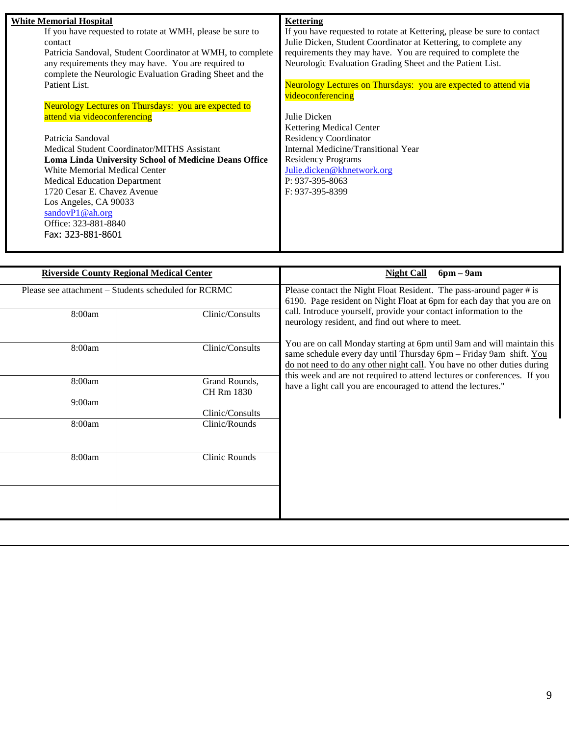## White Memorial Hospital

If you have requested to rotate at WMH, please be sure to contact Patricia Sandoval, Student Coordinator at WMH, to complete any requirements they may have. You are required to complete the Neurologic Evaluation Grading Sheet and the Patient List.

Neurology Lectures on Thursdays: you are expected to attend via videoconferencing

Patricia Sandoval
Medical Student Coordinator/MITHS Assistant
**Loma Linda University School of Medicine Deans Office**
White Memorial Medical Center
Medical Education Department
1720 Cesar E. Chavez Avenue
Los Angeles, CA 90033
sandovP1@ah.org
Office: 323-881-8840
Fax: 323-881-8601

## Kettering

If you have requested to rotate at Kettering, please be sure to contact Julie Dicken, Student Coordinator at Kettering, to complete any requirements they may have. You are required to complete the Neurologic Evaluation Grading Sheet and the Patient List.

Neurology Lectures on Thursdays: you are expected to attend via videoconferencing

Julie Dicken
Kettering Medical Center
Residency Coordinator
Internal Medicine/Transitional Year
Residency Programs
Julie.dicken@khnetwork.org
P: 937-395-8063
F: 937-395-8399

## Riverside County Regional Medical Center

Please see attachment – Students scheduled for RCRMC

| Time | Activity |
|---|---|
| 8:00am | Clinic/Consults |
| 8:00am | Clinic/Consults |
| 8:00am<br>9:00am | Grand Rounds, CH Rm 1830<br>Clinic/Consults |
| 8:00am | Clinic/Rounds |
| 8:00am | Clinic Rounds |
| | |

## Night Call 6pm – 9am

Please contact the Night Float Resident. The pass-around pager # is 6190. Page resident on Night Float at 6pm for each day that you are on call. Introduce yourself, provide your contact information to the neurology resident, and find out where to meet.

You are on call Monday starting at 6pm until 9am and will maintain this same schedule every day until Thursday 6pm – Friday 9am shift. You do not need to do any other night call. You have no other duties during this week and are not required to attend lectures or conferences. If you have a light call you are encouraged to attend the lectures."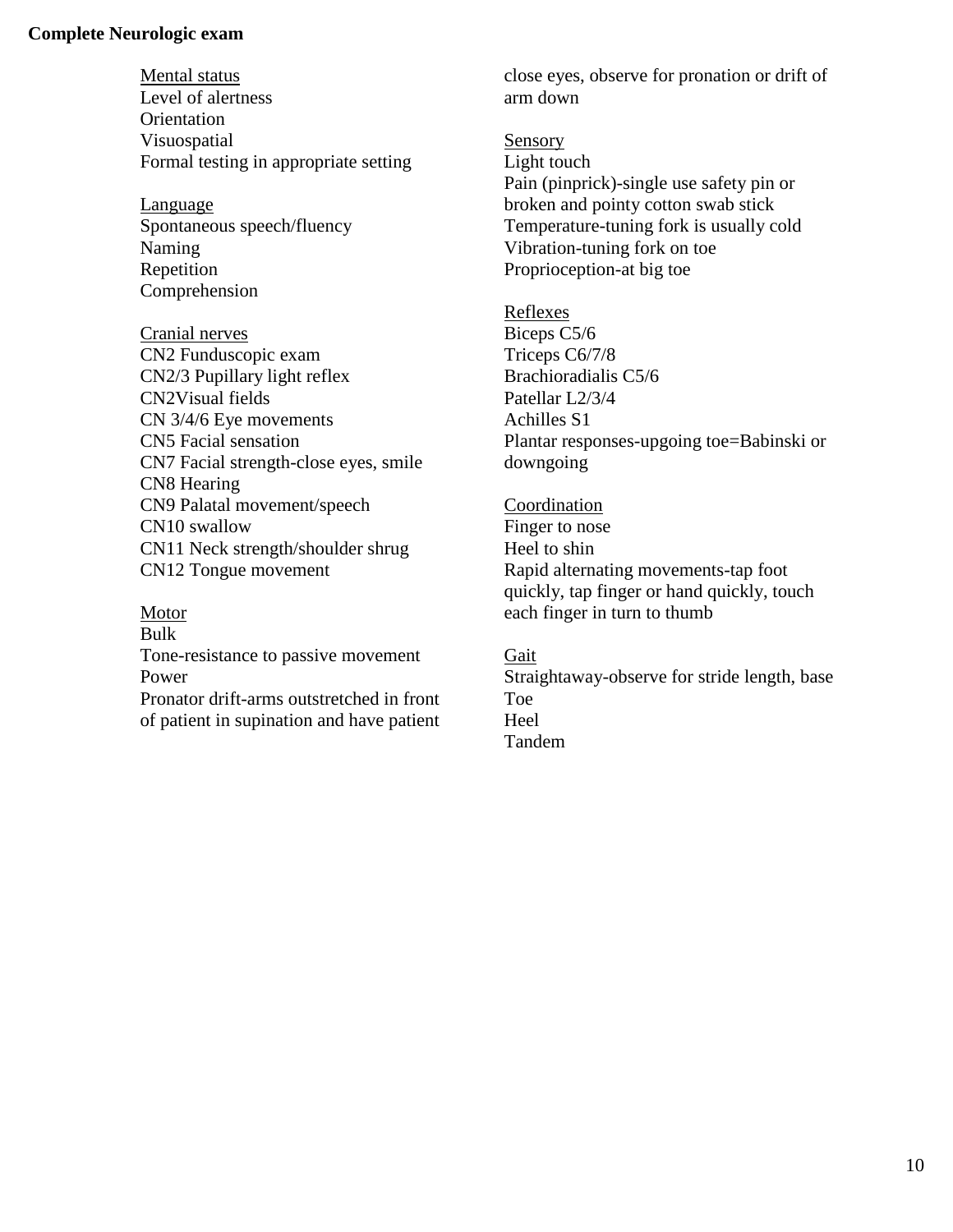**Complete Neurologic exam**

Mental status

Level of alertness
Orientation
Visuospatial
Formal testing in appropriate setting

Language

Spontaneous speech/fluency
Naming
Repetition
Comprehension

Cranial nerves

CN2 Funduscopic exam
CN2/3 Pupillary light reflex
CN2Visual fields
CN 3/4/6 Eye movements
CN5 Facial sensation
CN7 Facial strength-close eyes, smile
CN8 Hearing
CN9 Palatal movement/speech
CN10 swallow
CN11 Neck strength/shoulder shrug
CN12 Tongue movement

Motor

Bulk
Tone-resistance to passive movement
Power
Pronator drift-arms outstretched in front of patient in supination and have patient close eyes, observe for pronation or drift of arm down

Sensory

Light touch
Pain (pinprick)-single use safety pin or broken and pointy cotton swab stick
Temperature-tuning fork is usually cold
Vibration-tuning fork on toe
Proprioception-at big toe

Reflexes

Biceps C5/6
Triceps C6/7/8
Brachioradialis C5/6
Patellar L2/3/4
Achilles S1
Plantar responses-upgoing toe=Babinski or downgoing

Coordination

Finger to nose
Heel to shin
Rapid alternating movements-tap foot quickly, tap finger or hand quickly, touch each finger in turn to thumb

Gait

Straightaway-observe for stride length, base
Toe
Heel
Tandem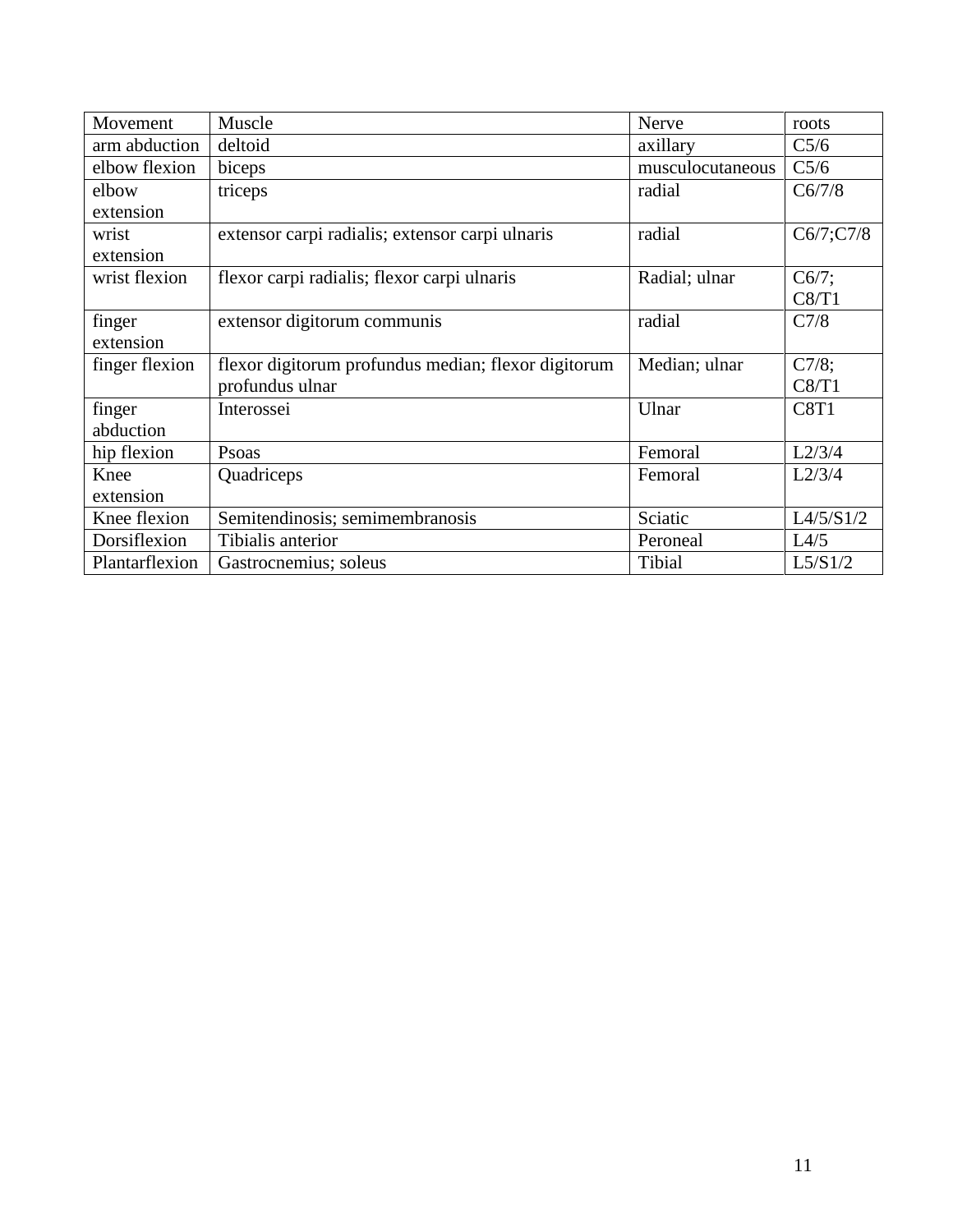| Movement | Muscle | Nerve | roots |
| --- | --- | --- | --- |
| arm abduction | deltoid | axillary | C5/6 |
| elbow flexion | biceps | musculocutaneous | C5/6 |
| elbow extension | triceps | radial | C6/7/8 |
| wrist extension | extensor carpi radialis; extensor carpi ulnaris | radial | C6/7;C7/8 |
| wrist flexion | flexor carpi radialis; flexor carpi ulnaris | Radial; ulnar | C6/7; C8/T1 |
| finger extension | extensor digitorum communis | radial | C7/8 |
| finger flexion | flexor digitorum profundus median; flexor digitorum profundus ulnar | Median; ulnar | C7/8; C8/T1 |
| finger abduction | Interossei | Ulnar | C8T1 |
| hip flexion | Psoas | Femoral | L2/3/4 |
| Knee extension | Quadriceps | Femoral | L2/3/4 |
| Knee flexion | Semitendinosis; semimembranosis | Sciatic | L4/5/S1/2 |
| Dorsiflexion | Tibialis anterior | Peroneal | L4/5 |
| Plantarflexion | Gastrocnemius; soleus | Tibial | L5/S1/2 |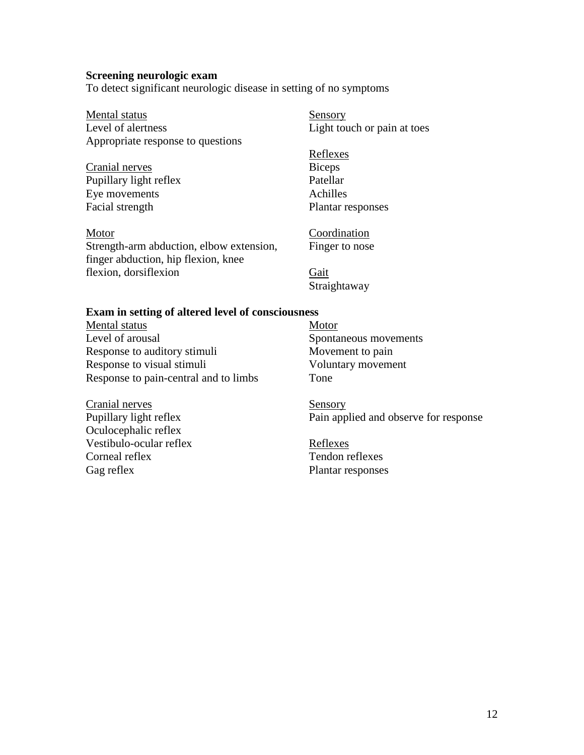**Screening neurologic exam**

To detect significant neurologic disease in setting of no symptoms

<u>Mental status</u>

Level of alertness

Appropriate response to questions

<u>Cranial nerves</u>

Pupillary light reflex

Eye movements

Facial strength

<u>Motor</u>

Strength-arm abduction, elbow extension, finger abduction, hip flexion, knee flexion, dorsiflexion

<u>Sensory</u>

Light touch or pain at toes

<u>Reflexes</u>

Biceps

Patellar

Achilles

Plantar responses

<u>Coordination</u>

Finger to nose

<u>Gait</u>

Straightaway

**Exam in setting of altered level of consciousness**

<u>Mental status</u>

Level of arousal

Response to auditory stimuli

Response to visual stimuli

Response to pain-central and to limbs

<u>Cranial nerves</u>

Pupillary light reflex

Oculocephalic reflex

Vestibulo-ocular reflex

Corneal reflex

Gag reflex

<u>Motor</u>

Spontaneous movements

Movement to pain

Voluntary movement

Tone

<u>Sensory</u>

Pain applied and observe for response

<u>Reflexes</u>

Tendon reflexes

Plantar responses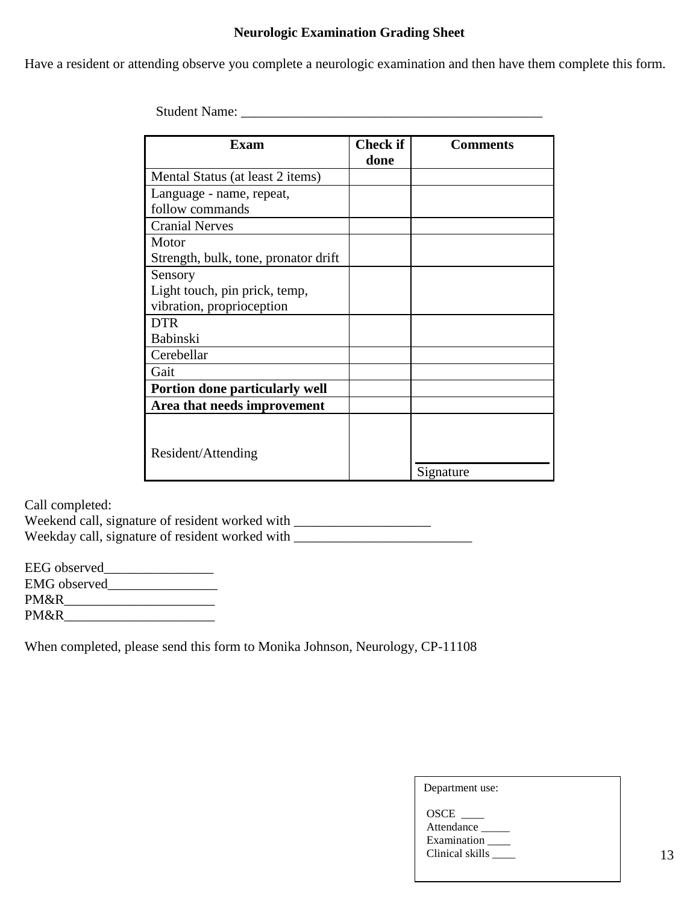# Neurologic Examination Grading Sheet

Have a resident or attending observe you complete a neurologic examination and then have them complete this form.

Student Name: ___________________________________________

| Exam | Check if done | Comments |
|---|---|---|
| Mental Status (at least 2 items) | | |
| Language - name, repeat, follow commands | | |
| Cranial Nerves | | |
| Motor<br>Strength, bulk, tone, pronator drift | | |
| Sensory<br>Light touch, pin prick, temp, vibration, proprioception | | |
| DTR<br>Babinski | | |
| Cerebellar | | |
| Gait | | |
| **Portion done particularly well** | | |
| **Area that needs improvement** | | |
| Resident/Attending | | ____________________<br>Signature |

Call completed:
Weekend call, signature of resident worked with ____________________
Weekday call, signature of resident worked with __________________________

EEG observed________________
EMG observed________________
PM&R______________________
PM&R______________________

When completed, please send this form to Monika Johnson, Neurology, CP-11108

Department use:

OSCE ____
Attendance _____
Examination ____
Clinical skills ____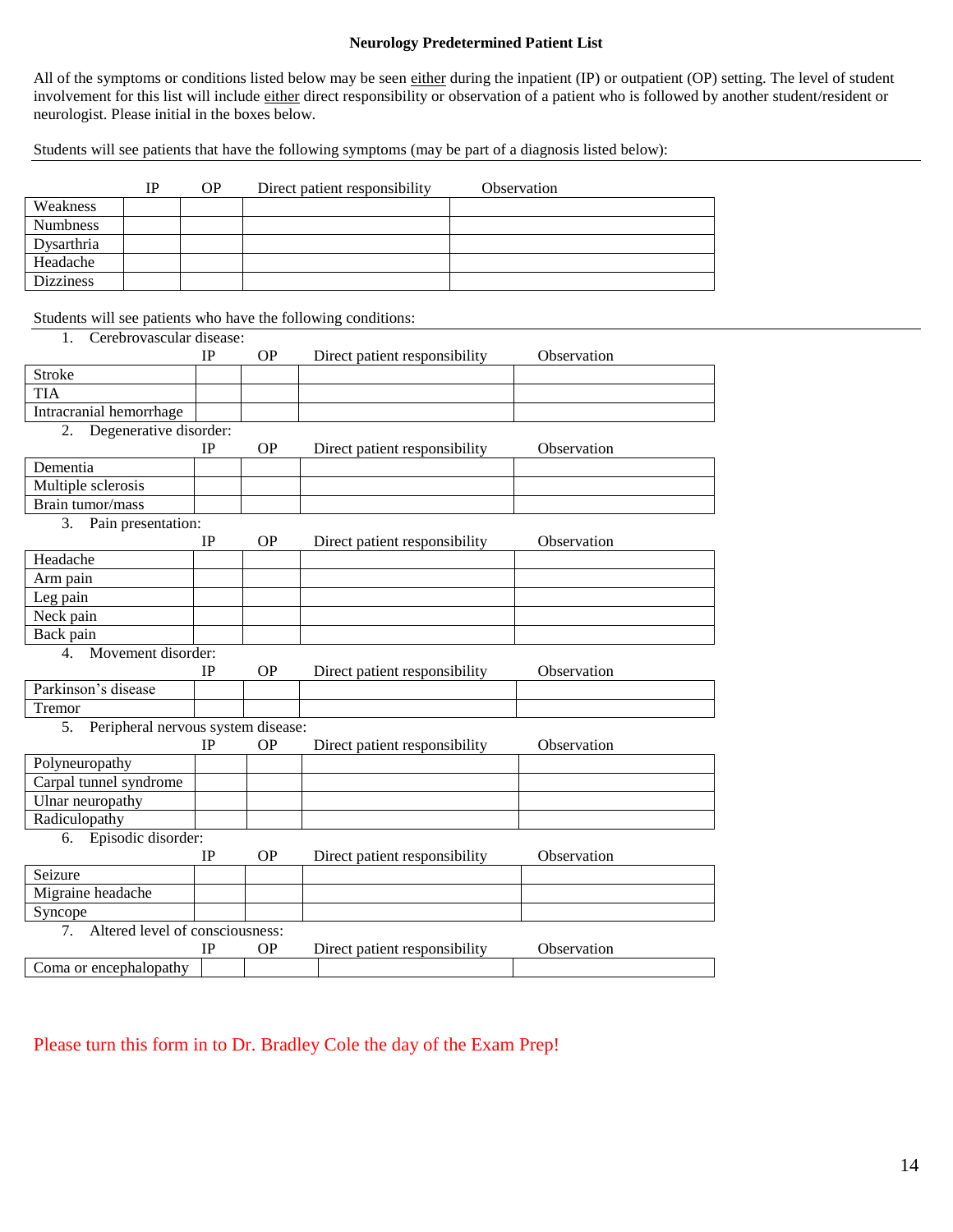**Neurology Predetermined Patient List**

All of the symptoms or conditions listed below may be seen either during the inpatient (IP) or outpatient (OP) setting. The level of student involvement for this list will include either direct responsibility or observation of a patient who is followed by another student/resident or neurologist. Please initial in the boxes below.

Students will see patients that have the following symptoms (may be part of a diagnosis listed below):

| | IP | OP | Direct patient responsibility | Observation |
|---|---|---|---|---|
| Weakness | | | | |
| Numbness | | | | |
| Dysarthria | | | | |
| Headache | | | | |
| Dizziness | | | | |

Students will see patients who have the following conditions:

1. Cerebrovascular disease:

| | IP | OP | Direct patient responsibility | Observation |
|---|---|---|---|---|
| Stroke | | | | |
| TIA | | | | |
| Intracranial hemorrhage | | | | |

2. Degenerative disorder:

| | IP | OP | Direct patient responsibility | Observation |
|---|---|---|---|---|
| Dementia | | | | |
| Multiple sclerosis | | | | |
| Brain tumor/mass | | | | |

3. Pain presentation:

| | IP | OP | Direct patient responsibility | Observation |
|---|---|---|---|---|
| Headache | | | | |
| Arm pain | | | | |
| Leg pain | | | | |
| Neck pain | | | | |
| Back pain | | | | |

4. Movement disorder:

| | IP | OP | Direct patient responsibility | Observation |
|---|---|---|---|---|
| Parkinson's disease | | | | |
| Tremor | | | | |

5. Peripheral nervous system disease:

| | IP | OP | Direct patient responsibility | Observation |
|---|---|---|---|---|
| Polyneuropathy | | | | |
| Carpal tunnel syndrome | | | | |
| Ulnar neuropathy | | | | |
| Radiculopathy | | | | |

6. Episodic disorder:

| | IP | OP | Direct patient responsibility | Observation |
|---|---|---|---|---|
| Seizure | | | | |
| Migraine headache | | | | |
| Syncope | | | | |

7. Altered level of consciousness:

| | IP | OP | Direct patient responsibility | Observation |
|---|---|---|---|---|
| Coma or encephalopathy | | | | |

Please turn this form in to Dr. Bradley Cole the day of the Exam Prep!